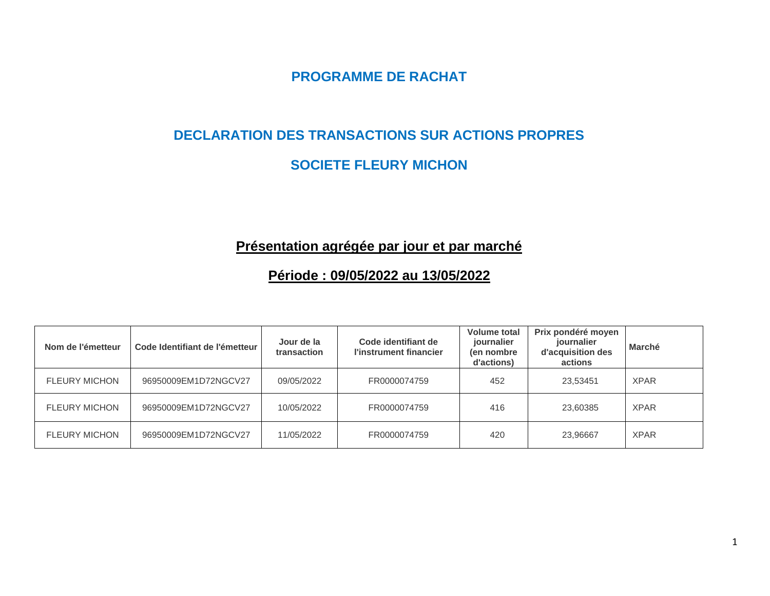# PROGRAMME DE RACHAT

## DECLARATION DES TRANSACTIONS SUR ACTIONS PROPRES

## SOCIETE FLEURY MICHON

### Présentation agrégée par jour et par marché

### Période : 09/05/2022 au 13/05/2022

| Nom de l'émetteur | Code Identifiant de l'émetteur | Jour de la transaction | Code identifiant de l'instrument financier | Volume total journalier (en nombre d'actions) | Prix pondéré moyen journalier d'acquisition des actions | Marché |
|---|---|---|---|---|---|---|
| FLEURY MICHON | 96950009EM1D72NGCV27 | 09/05/2022 | FR0000074759 | 452 | 23,53451 | XPAR |
| FLEURY MICHON | 96950009EM1D72NGCV27 | 10/05/2022 | FR0000074759 | 416 | 23,60385 | XPAR |
| FLEURY MICHON | 96950009EM1D72NGCV27 | 11/05/2022 | FR0000074759 | 420 | 23,96667 | XPAR |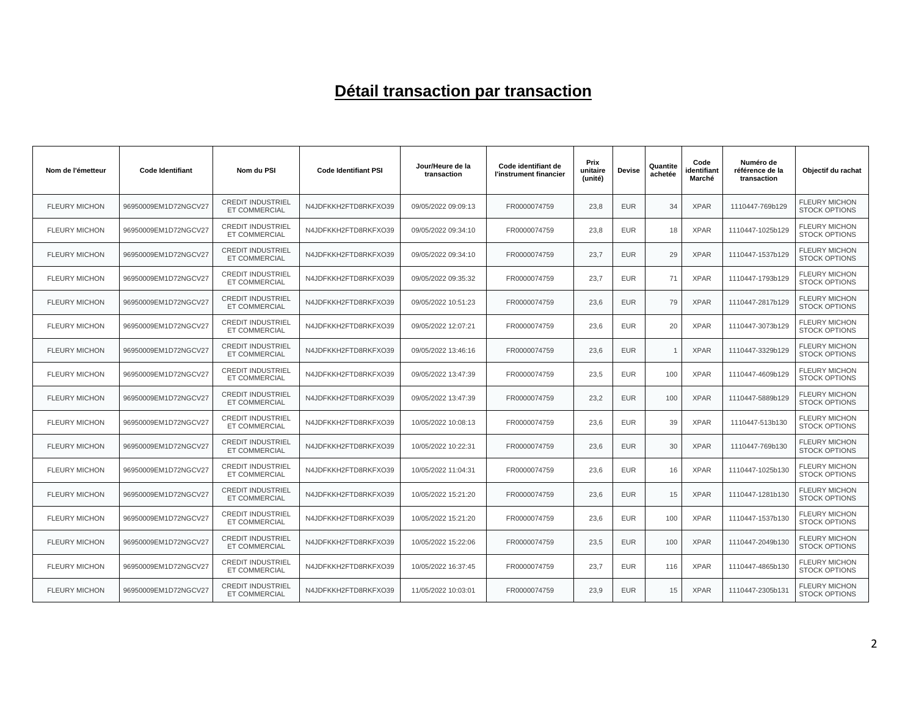## Détail transaction par transaction

| Nom de l'émetteur | Code Identifiant | Nom du PSI | Code Identifiant PSI | Jour/Heure de la transaction | Code identifiant de l'instrument financier | Prix unitaire (unité) | Devise | Quantite achetée | Code identifiant Marché | Numéro de référence de la transaction | Objectif du rachat |
|---|---|---|---|---|---|---|---|---|---|---|---|
| FLEURY MICHON | 96950009EM1D72NGCV27 | CREDIT INDUSTRIEL ET COMMERCIAL | N4JDFKKH2FTD8RKFXO39 | 09/05/2022 09:09:13 | FR0000074759 | 23,8 | EUR | 34 | XPAR | 1110447-769b129 | FLEURY MICHON STOCK OPTIONS |
| FLEURY MICHON | 96950009EM1D72NGCV27 | CREDIT INDUSTRIEL ET COMMERCIAL | N4JDFKKH2FTD8RKFXO39 | 09/05/2022 09:34:10 | FR0000074759 | 23,8 | EUR | 18 | XPAR | 1110447-1025b129 | FLEURY MICHON STOCK OPTIONS |
| FLEURY MICHON | 96950009EM1D72NGCV27 | CREDIT INDUSTRIEL ET COMMERCIAL | N4JDFKKH2FTD8RKFXO39 | 09/05/2022 09:34:10 | FR0000074759 | 23,7 | EUR | 29 | XPAR | 1110447-1537b129 | FLEURY MICHON STOCK OPTIONS |
| FLEURY MICHON | 96950009EM1D72NGCV27 | CREDIT INDUSTRIEL ET COMMERCIAL | N4JDFKKH2FTD8RKFXO39 | 09/05/2022 09:35:32 | FR0000074759 | 23,7 | EUR | 71 | XPAR | 1110447-1793b129 | FLEURY MICHON STOCK OPTIONS |
| FLEURY MICHON | 96950009EM1D72NGCV27 | CREDIT INDUSTRIEL ET COMMERCIAL | N4JDFKKH2FTD8RKFXO39 | 09/05/2022 10:51:23 | FR0000074759 | 23,6 | EUR | 79 | XPAR | 1110447-2817b129 | FLEURY MICHON STOCK OPTIONS |
| FLEURY MICHON | 96950009EM1D72NGCV27 | CREDIT INDUSTRIEL ET COMMERCIAL | N4JDFKKH2FTD8RKFXO39 | 09/05/2022 12:07:21 | FR0000074759 | 23,6 | EUR | 20 | XPAR | 1110447-3073b129 | FLEURY MICHON STOCK OPTIONS |
| FLEURY MICHON | 96950009EM1D72NGCV27 | CREDIT INDUSTRIEL ET COMMERCIAL | N4JDFKKH2FTD8RKFXO39 | 09/05/2022 13:46:16 | FR0000074759 | 23,6 | EUR | 1 | XPAR | 1110447-3329b129 | FLEURY MICHON STOCK OPTIONS |
| FLEURY MICHON | 96950009EM1D72NGCV27 | CREDIT INDUSTRIEL ET COMMERCIAL | N4JDFKKH2FTD8RKFXO39 | 09/05/2022 13:47:39 | FR0000074759 | 23,5 | EUR | 100 | XPAR | 1110447-4609b129 | FLEURY MICHON STOCK OPTIONS |
| FLEURY MICHON | 96950009EM1D72NGCV27 | CREDIT INDUSTRIEL ET COMMERCIAL | N4JDFKKH2FTD8RKFXO39 | 09/05/2022 13:47:39 | FR0000074759 | 23,2 | EUR | 100 | XPAR | 1110447-5889b129 | FLEURY MICHON STOCK OPTIONS |
| FLEURY MICHON | 96950009EM1D72NGCV27 | CREDIT INDUSTRIEL ET COMMERCIAL | N4JDFKKH2FTD8RKFXO39 | 10/05/2022 10:08:13 | FR0000074759 | 23,6 | EUR | 39 | XPAR | 1110447-513b130 | FLEURY MICHON STOCK OPTIONS |
| FLEURY MICHON | 96950009EM1D72NGCV27 | CREDIT INDUSTRIEL ET COMMERCIAL | N4JDFKKH2FTD8RKFXO39 | 10/05/2022 10:22:31 | FR0000074759 | 23,6 | EUR | 30 | XPAR | 1110447-769b130 | FLEURY MICHON STOCK OPTIONS |
| FLEURY MICHON | 96950009EM1D72NGCV27 | CREDIT INDUSTRIEL ET COMMERCIAL | N4JDFKKH2FTD8RKFXO39 | 10/05/2022 11:04:31 | FR0000074759 | 23,6 | EUR | 16 | XPAR | 1110447-1025b130 | FLEURY MICHON STOCK OPTIONS |
| FLEURY MICHON | 96950009EM1D72NGCV27 | CREDIT INDUSTRIEL ET COMMERCIAL | N4JDFKKH2FTD8RKFXO39 | 10/05/2022 15:21:20 | FR0000074759 | 23,6 | EUR | 15 | XPAR | 1110447-1281b130 | FLEURY MICHON STOCK OPTIONS |
| FLEURY MICHON | 96950009EM1D72NGCV27 | CREDIT INDUSTRIEL ET COMMERCIAL | N4JDFKKH2FTD8RKFXO39 | 10/05/2022 15:21:20 | FR0000074759 | 23,6 | EUR | 100 | XPAR | 1110447-1537b130 | FLEURY MICHON STOCK OPTIONS |
| FLEURY MICHON | 96950009EM1D72NGCV27 | CREDIT INDUSTRIEL ET COMMERCIAL | N4JDFKKH2FTD8RKFXO39 | 10/05/2022 15:22:06 | FR0000074759 | 23,5 | EUR | 100 | XPAR | 1110447-2049b130 | FLEURY MICHON STOCK OPTIONS |
| FLEURY MICHON | 96950009EM1D72NGCV27 | CREDIT INDUSTRIEL ET COMMERCIAL | N4JDFKKH2FTD8RKFXO39 | 10/05/2022 16:37:45 | FR0000074759 | 23,7 | EUR | 116 | XPAR | 1110447-4865b130 | FLEURY MICHON STOCK OPTIONS |
| FLEURY MICHON | 96950009EM1D72NGCV27 | CREDIT INDUSTRIEL ET COMMERCIAL | N4JDFKKH2FTD8RKFXO39 | 11/05/2022 10:03:01 | FR0000074759 | 23,9 | EUR | 15 | XPAR | 1110447-2305b131 | FLEURY MICHON STOCK OPTIONS |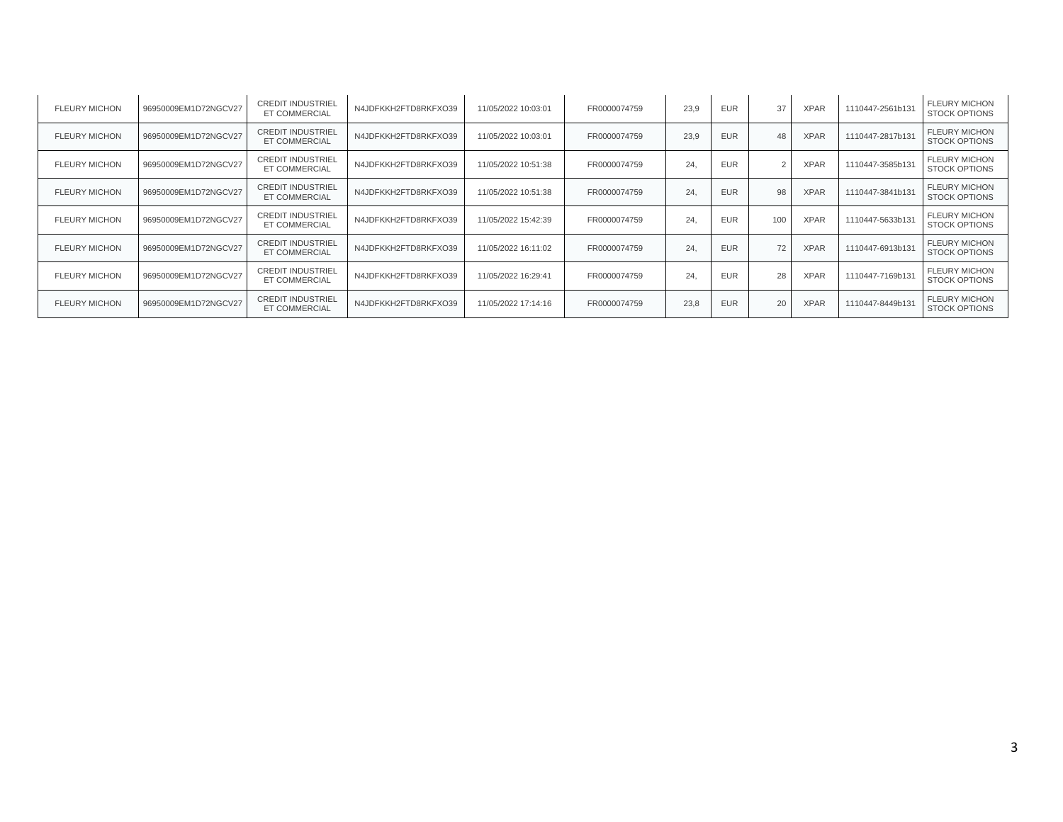| | | | | | | | | | | | |
|---|---|---|---|---|---|---|---|---|---|---|---|
| FLEURY MICHON | 96950009EM1D72NGCV27 | CREDIT INDUSTRIEL ET COMMERCIAL | N4JDFKKH2FTD8RKFXO39 | 11/05/2022 10:03:01 | FR0000074759 | 23,9 | EUR | 37 | XPAR | 1110447-2561b131 | FLEURY MICHON STOCK OPTIONS |
| FLEURY MICHON | 96950009EM1D72NGCV27 | CREDIT INDUSTRIEL ET COMMERCIAL | N4JDFKKH2FTD8RKFXO39 | 11/05/2022 10:03:01 | FR0000074759 | 23,9 | EUR | 48 | XPAR | 1110447-2817b131 | FLEURY MICHON STOCK OPTIONS |
| FLEURY MICHON | 96950009EM1D72NGCV27 | CREDIT INDUSTRIEL ET COMMERCIAL | N4JDFKKH2FTD8RKFXO39 | 11/05/2022 10:51:38 | FR0000074759 | 24, | EUR | 2 | XPAR | 1110447-3585b131 | FLEURY MICHON STOCK OPTIONS |
| FLEURY MICHON | 96950009EM1D72NGCV27 | CREDIT INDUSTRIEL ET COMMERCIAL | N4JDFKKH2FTD8RKFXO39 | 11/05/2022 10:51:38 | FR0000074759 | 24, | EUR | 98 | XPAR | 1110447-3841b131 | FLEURY MICHON STOCK OPTIONS |
| FLEURY MICHON | 96950009EM1D72NGCV27 | CREDIT INDUSTRIEL ET COMMERCIAL | N4JDFKKH2FTD8RKFXO39 | 11/05/2022 15:42:39 | FR0000074759 | 24, | EUR | 100 | XPAR | 1110447-5633b131 | FLEURY MICHON STOCK OPTIONS |
| FLEURY MICHON | 96950009EM1D72NGCV27 | CREDIT INDUSTRIEL ET COMMERCIAL | N4JDFKKH2FTD8RKFXO39 | 11/05/2022 16:11:02 | FR0000074759 | 24, | EUR | 72 | XPAR | 1110447-6913b131 | FLEURY MICHON STOCK OPTIONS |
| FLEURY MICHON | 96950009EM1D72NGCV27 | CREDIT INDUSTRIEL ET COMMERCIAL | N4JDFKKH2FTD8RKFXO39 | 11/05/2022 16:29:41 | FR0000074759 | 24, | EUR | 28 | XPAR | 1110447-7169b131 | FLEURY MICHON STOCK OPTIONS |
| FLEURY MICHON | 96950009EM1D72NGCV27 | CREDIT INDUSTRIEL ET COMMERCIAL | N4JDFKKH2FTD8RKFXO39 | 11/05/2022 17:14:16 | FR0000074759 | 23,8 | EUR | 20 | XPAR | 1110447-8449b131 | FLEURY MICHON STOCK OPTIONS |